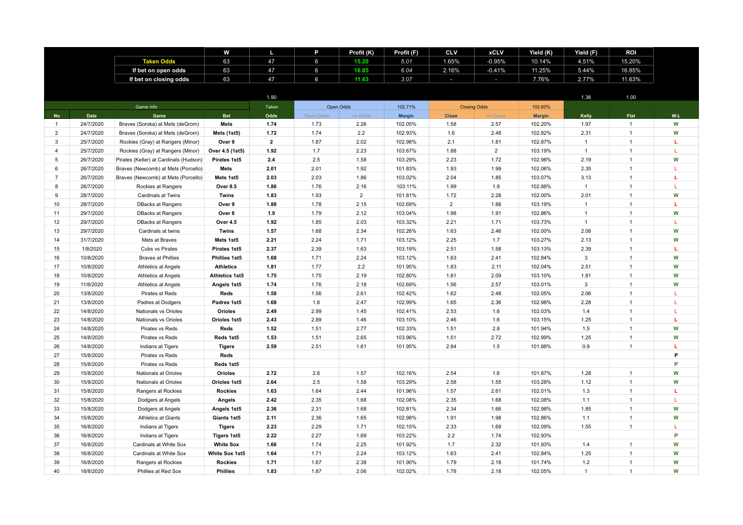| | | W | L | P | Profit (K) | Profit (F) | CLV | xCLV | Yield (K) | Yield (F) | ROI |
|---|---|---|---|---|---|---|---|---|---|---|---|
| | Taken Odds | 63 | 47 | 6 | 15.20 | 5.01 | 1.65% | -0.95% | 10.14% | 4.51% | 15.20% |
| | If bet on open odds | 63 | 47 | 6 | 16.85 | 6.04 | 2.16% | -0.41% | 11.25% | 5.44% | 16.85% |
| | If bet on closing odds | 63 | 47 | 6 | 11.63 | 3.07 | - | - | 7.76% | 2.77% | 11.63% |

| | | | | 1.90 | | | | | | | 1.36 | 1.00 | |
|---|---|---|---|---|---|---|---|---|---|---|---|---|---|
| Game Info | | | | Taken | Open Odds | | 102.71% | Closing Odds | | 102.60% | | | |
| No | Date | Game | Bet | Odds | Open Odds | vs Odds | Margin | Close | vs Close | Margin | Kelly | Flat | W-L |
| 1 | 24/7/2020 | Braves (Soroka) at Mets (deGrom) | Mets | 1.74 | 1.73 | 2.26 | 102.05% | 1.58 | 2.57 | 102.20% | 1.97 | 1 | W |
| 2 | 24/7/2020 | Braves (Soroka) at Mets (deGrom) | Mets (1st5) | 1.72 | 1.74 | 2.2 | 102.93% | 1.6 | 2.48 | 102.82% | 2.31 | 1 | W |
| 3 | 25/7/2020 | Rockies (Gray) at Rangers (Minor) | Over 9 | 2 | 1.87 | 2.02 | 102.98% | 2.1 | 1.81 | 102.87% | 1 | 1 | L |
| 4 | 25/7/2020 | Rockies (Gray) at Rangers (Minor) | Over 4.5 (1st5) | 1.92 | 1.7 | 2.23 | 103.67% | 1.88 | 2 | 103.19% | 1 | 1 | L |
| 5 | 26/7/2020 | Pirates (Keller) at Cardinals (Hudson) | Pirates 1st5 | 2.4 | 2.5 | 1.58 | 103.29% | 2.23 | 1.72 | 102.98% | 2.19 | 1 | W |
| 6 | 26/7/2020 | Braves (Newcomb) at Mets (Porcello) | Mets | 2.01 | 2.01 | 1.92 | 101.83% | 1.93 | 1.99 | 102.06% | 2.35 | 1 | L |
| 7 | 26/7/2020 | Braves (Newcomb) at Mets (Porcello) | Mets 1st5 | 2.03 | 2.03 | 1.86 | 103.02% | 2.04 | 1.85 | 103.07% | 3.13 | 1 | L |
| 8 | 26/7/2020 | Rockies at Rangers | Over 8.5 | 1.86 | 1.76 | 2.16 | 103.11% | 1.99 | 1.9 | 102.88% | 1 | 1 | L |
| 9 | 28/7/2020 | Cardinals at Twins | Twins | 1.83 | 1.93 | 2 | 101.81% | 1.72 | 2.28 | 102.00% | 2.01 | 1 | W |
| 10 | 28/7/2020 | DBacks at Rangers | Over 9 | 1.88 | 1.78 | 2.15 | 102.69% | 2 | 1.88 | 103.19% | 1 | 1 | L |
| 11 | 29/7/2020 | DBacks at Rangers | Over 8 | 1.9 | 1.79 | 2.12 | 103.04% | 1.98 | 1.91 | 102.86% | 1 | 1 | W |
| 12 | 29/7/2020 | DBacks at Rangers | Over 4.5 | 1.92 | 1.85 | 2.03 | 103.32% | 2.21 | 1.71 | 103.73% | 1 | 1 | L |
| 13 | 29/7/2020 | Cardinals at twins | Twins | 1.57 | 1.68 | 2.34 | 102.26% | 1.63 | 2.46 | 102.00% | 2.08 | 1 | W |
| 14 | 31/7/2020 | Mets at Braves | Mets 1st5 | 2.21 | 2.24 | 1.71 | 103.12% | 2.25 | 1.7 | 103.27% | 2.13 | 1 | W |
| 15 | 1/8/2020 | Cubs vs Pirates | Pirates 1st5 | 2.37 | 2.39 | 1.63 | 103.19% | 2.51 | 1.58 | 103.13% | 2.39 | 1 | L |
| 16 | 10/8/2020 | Braves at Phillies | Phillies 1st5 | 1.68 | 1.71 | 2.24 | 103.12% | 1.63 | 2.41 | 102.84% | 3 | 1 | W |
| 17 | 10/8/2020 | Athletics at Angels | Athletics | 1.81 | 1.77 | 2.2 | 101.95% | 1.83 | 2.11 | 102.04% | 2.51 | 1 | W |
| 18 | 10/8/2020 | Athletics at Angels | Athletics 1st5 | 1.75 | 1.75 | 2.19 | 102.80% | 1.81 | 2.09 | 103.10% | 1.81 | 1 | W |
| 19 | 11/8/2020 | Athletics at Angels | Angels 1st5 | 1.74 | 1.76 | 2.18 | 102.69% | 1.56 | 2.57 | 103.01% | 3 | 1 | W |
| 20 | 13/8/2020 | Pirates st Reds | Reds | 1.58 | 1.56 | 2.61 | 102.42% | 1.62 | 2.48 | 102.05% | 2.06 | 1 | L |
| 21 | 13/8/2020 | Padres at Dodgers | Padres 1st5 | 1.68 | 1.6 | 2.47 | 102.99% | 1.65 | 2.36 | 102.98% | 2.28 | 1 | L |
| 22 | 14/8/2020 | Nationals vs Orioles | Orioles | 2.49 | 2.99 | 1.45 | 102.41% | 2.53 | 1.6 | 102.03% | 1.4 | 1 | L |
| 23 | 14/8/2020 | Nationals vs Orioles | Orioles 1st5 | 2.43 | 2.89 | 1.46 | 103.10% | 2.46 | 1.6 | 103.15% | 1.25 | 1 | L |
| 24 | 14/8/2020 | Pirates vs Reds | Reds | 1.52 | 1.51 | 2.77 | 102.33% | 1.51 | 2.8 | 101.94% | 1.5 | 1 | W |
| 25 | 14/8/2020 | Pirates vs Reds | Reds 1st5 | 1.53 | 1.51 | 2.65 | 103.96% | 1.51 | 2.72 | 102.99% | 1.25 | 1 | W |
| 26 | 14/8/2020 | Indians at Tigers | Tigers | 2.59 | 2.51 | 1.61 | 101.95% | 2.84 | 1.5 | 101.88% | 0.9 | 1 | L |
| 27 | 15/8/2020 | Pirates vs Reds | Reds | | | | | | | | | | P |
| 28 | 15/8/2020 | Pirates vs Reds | Reds 1st5 | | | | | | | | | | P |
| 29 | 15/8/2020 | Nationals at Orioles | Orioles | 2.72 | 2.6 | 1.57 | 102.16% | 2.54 | 1.6 | 101.87% | 1.28 | 1 | W |
| 30 | 15/8/2020 | Nationals at Orioles | Orioles 1st5 | 2.64 | 2.5 | 1.58 | 103.29% | 2.58 | 1.55 | 103.28% | 1.12 | 1 | W |
| 31 | 15/8/2020 | Rangers at Rockies | Rockies | 1.63 | 1.64 | 2.44 | 101.96% | 1.57 | 2.61 | 102.01% | 1.3 | 1 | L |
| 32 | 15/8/2020 | Dodgers at Angels | Angels | 2.42 | 2.35 | 1.68 | 102.08% | 2.35 | 1.68 | 102.08% | 1.1 | 1 | L |
| 33 | 15/8/2020 | Dodgers at Angels | Angels 1st5 | 2.36 | 2.31 | 1.68 | 102.81% | 2.34 | 1.66 | 102.98% | 1.85 | 1 | W |
| 34 | 15/8/2020 | Athletics at Giants | Giants 1st5 | 2.11 | 2.36 | 1.65 | 102.98% | 1.91 | 1.98 | 102.86% | 1.1 | 1 | W |
| 35 | 16/8/2020 | Indians at Tigers | Tigers | 2.23 | 2.29 | 1.71 | 102.15% | 2.33 | 1.69 | 102.09% | 1.55 | 1 | L |
| 36 | 16/8/2020 | Indians at Tigers | Tigers 1st5 | 2.22 | 2.27 | 1.69 | 103.22% | 2.2 | 1.74 | 102.93% | | | P |
| 37 | 16/8/2020 | Cardinals at White Sox | White Sox | 1.66 | 1.74 | 2.25 | 101.92% | 1.7 | 2.32 | 101.93% | 1.4 | 1 | W |
| 38 | 16/8/2020 | Cardinals at White Sox | White Sox 1st5 | 1.64 | 1.71 | 2.24 | 103.12% | 1.63 | 2.41 | 102.84% | 1.25 | 1 | W |
| 39 | 16/8/2020 | Rangers at Rockies | Rockies | 1.71 | 1.67 | 2.38 | 101.90% | 1.79 | 2.18 | 101.74% | 1.2 | 1 | W |
| 40 | 18/8/2020 | Phillies at Red Sox | Phillies | 1.83 | 1.87 | 2.06 | 102.02% | 1.78 | 2.18 | 102.05% | 1 | 1 | W |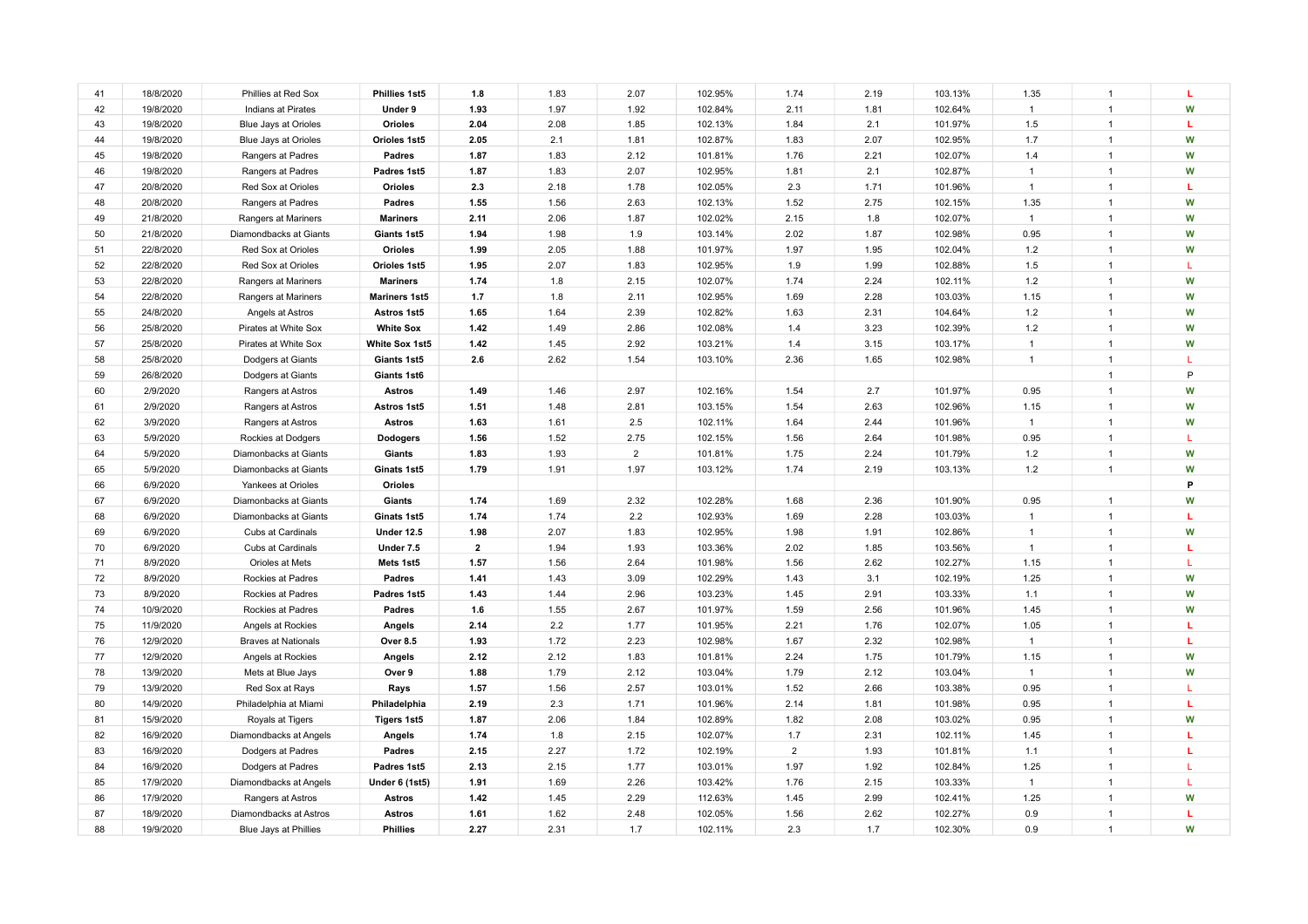| 41 | 18/8/2020 | Phillies at Red Sox | **Phillies 1st5** | **1.8** | 1.83 | 2.07 | 102.95% | 1.74 | 2.19 | 103.13% | 1.35 | 1 | L |
|---|---|---|---|---|---|---|---|---|---|---|---|---|---|
| 42 | 19/8/2020 | Indians at Pirates | **Under 9** | **1.93** | 1.97 | 1.92 | 102.84% | 2.11 | 1.81 | 102.64% | 1 | 1 | W |
| 43 | 19/8/2020 | Blue Jays at Orioles | **Orioles** | **2.04** | 2.08 | 1.85 | 102.13% | 1.84 | 2.1 | 101.97% | 1.5 | 1 | L |
| 44 | 19/8/2020 | Blue Jays at Orioles | **Orioles 1st5** | **2.05** | 2.1 | 1.81 | 102.87% | 1.83 | 2.07 | 102.95% | 1.7 | 1 | W |
| 45 | 19/8/2020 | Rangers at Padres | **Padres** | **1.87** | 1.83 | 2.12 | 101.81% | 1.76 | 2.21 | 102.07% | 1.4 | 1 | W |
| 46 | 19/8/2020 | Rangers at Padres | **Padres 1st5** | **1.87** | 1.83 | 2.07 | 102.95% | 1.81 | 2.1 | 102.87% | 1 | 1 | W |
| 47 | 20/8/2020 | Red Sox at Orioles | **Orioles** | **2.3** | 2.18 | 1.78 | 102.05% | 2.3 | 1.71 | 101.96% | 1 | 1 | L |
| 48 | 20/8/2020 | Rangers at Padres | **Padres** | **1.55** | 1.56 | 2.63 | 102.13% | 1.52 | 2.75 | 102.15% | 1.35 | 1 | W |
| 49 | 21/8/2020 | Rangers at Mariners | **Mariners** | **2.11** | 2.06 | 1.87 | 102.02% | 2.15 | 1.8 | 102.07% | 1 | 1 | W |
| 50 | 21/8/2020 | Diamondbacks at Giants | **Giants 1st5** | **1.94** | 1.98 | 1.9 | 103.14% | 2.02 | 1.87 | 102.98% | 0.95 | 1 | W |
| 51 | 22/8/2020 | Red Sox at Orioles | **Orioles** | **1.99** | 2.05 | 1.88 | 101.97% | 1.97 | 1.95 | 102.04% | 1.2 | 1 | W |
| 52 | 22/8/2020 | Red Sox at Orioles | **Orioles 1st5** | **1.95** | 2.07 | 1.83 | 102.95% | 1.9 | 1.99 | 102.88% | 1.5 | 1 | L |
| 53 | 22/8/2020 | Rangers at Mariners | **Mariners** | **1.74** | 1.8 | 2.15 | 102.07% | 1.74 | 2.24 | 102.11% | 1.2 | 1 | W |
| 54 | 22/8/2020 | Rangers at Mariners | **Mariners 1st5** | **1.7** | 1.8 | 2.11 | 102.95% | 1.69 | 2.28 | 103.03% | 1.15 | 1 | W |
| 55 | 24/8/2020 | Angels at Astros | **Astros 1st5** | **1.65** | 1.64 | 2.39 | 102.82% | 1.63 | 2.31 | 104.64% | 1.2 | 1 | W |
| 56 | 25/8/2020 | Pirates at White Sox | **White Sox** | **1.42** | 1.49 | 2.86 | 102.08% | 1.4 | 3.23 | 102.39% | 1.2 | 1 | W |
| 57 | 25/8/2020 | Pirates at White Sox | **White Sox 1st5** | **1.42** | 1.45 | 2.92 | 103.21% | 1.4 | 3.15 | 103.17% | 1 | 1 | W |
| 58 | 25/8/2020 | Dodgers at Giants | **Giants 1st5** | **2.6** | 2.62 | 1.54 | 103.10% | 2.36 | 1.65 | 102.98% | 1 | 1 | L |
| 59 | 26/8/2020 | Dodgers at Giants | **Giants 1st6** | | | | | | | | | 1 | P |
| 60 | 2/9/2020 | Rangers at Astros | **Astros** | **1.49** | 1.46 | 2.97 | 102.16% | 1.54 | 2.7 | 101.97% | 0.95 | 1 | W |
| 61 | 2/9/2020 | Rangers at Astros | **Astros 1st5** | **1.51** | 1.48 | 2.81 | 103.15% | 1.54 | 2.63 | 102.96% | 1.15 | 1 | W |
| 62 | 3/9/2020 | Rangers at Astros | **Astros** | **1.63** | 1.61 | 2.5 | 102.11% | 1.64 | 2.44 | 101.96% | 1 | 1 | W |
| 63 | 5/9/2020 | Rockies at Dodgers | **Dodogers** | **1.56** | 1.52 | 2.75 | 102.15% | 1.56 | 2.64 | 101.98% | 0.95 | 1 | L |
| 64 | 5/9/2020 | Diamonbacks at Giants | **Giants** | **1.83** | 1.93 | 2 | 101.81% | 1.75 | 2.24 | 101.79% | 1.2 | 1 | W |
| 65 | 5/9/2020 | Diamonbacks at Giants | **Ginats 1st5** | **1.79** | 1.91 | 1.97 | 103.12% | 1.74 | 2.19 | 103.13% | 1.2 | 1 | W |
| 66 | 6/9/2020 | Yankees at Orioles | **Orioles** | | | | | | | | | | **P** |
| 67 | 6/9/2020 | Diamonbacks at Giants | **Giants** | **1.74** | 1.69 | 2.32 | 102.28% | 1.68 | 2.36 | 101.90% | 0.95 | 1 | W |
| 68 | 6/9/2020 | Diamonbacks at Giants | **Ginats 1st5** | **1.74** | 1.74 | 2.2 | 102.93% | 1.69 | 2.28 | 103.03% | 1 | 1 | L |
| 69 | 6/9/2020 | Cubs at Cardinals | **Under 12.5** | **1.98** | 2.07 | 1.83 | 102.95% | 1.98 | 1.91 | 102.86% | 1 | 1 | W |
| 70 | 6/9/2020 | Cubs at Cardinals | **Under 7.5** | **2** | 1.94 | 1.93 | 103.36% | 2.02 | 1.85 | 103.56% | 1 | 1 | L |
| 71 | 8/9/2020 | Orioles at Mets | **Mets 1st5** | **1.57** | 1.56 | 2.64 | 101.98% | 1.56 | 2.62 | 102.27% | 1.15 | 1 | L |
| 72 | 8/9/2020 | Rockies at Padres | **Padres** | **1.41** | 1.43 | 3.09 | 102.29% | 1.43 | 3.1 | 102.19% | 1.25 | 1 | W |
| 73 | 8/9/2020 | Rockies at Padres | **Padres 1st5** | **1.43** | 1.44 | 2.96 | 103.23% | 1.45 | 2.91 | 103.33% | 1.1 | 1 | W |
| 74 | 10/9/2020 | Rockies at Padres | **Padres** | **1.6** | 1.55 | 2.67 | 101.97% | 1.59 | 2.56 | 101.96% | 1.45 | 1 | W |
| 75 | 11/9/2020 | Angels at Rockies | **Angels** | **2.14** | 2.2 | 1.77 | 101.95% | 2.21 | 1.76 | 102.07% | 1.05 | 1 | L |
| 76 | 12/9/2020 | Braves at Nationals | **Over 8.5** | **1.93** | 1.72 | 2.23 | 102.98% | 1.67 | 2.32 | 102.98% | 1 | 1 | L |
| 77 | 12/9/2020 | Angels at Rockies | **Angels** | **2.12** | 2.12 | 1.83 | 101.81% | 2.24 | 1.75 | 101.79% | 1.15 | 1 | W |
| 78 | 13/9/2020 | Mets at Blue Jays | **Over 9** | **1.88** | 1.79 | 2.12 | 103.04% | 1.79 | 2.12 | 103.04% | 1 | 1 | W |
| 79 | 13/9/2020 | Red Sox at Rays | **Rays** | **1.57** | 1.56 | 2.57 | 103.01% | 1.52 | 2.66 | 103.38% | 0.95 | 1 | L |
| 80 | 14/9/2020 | Philadelphia at Miami | **Philadelphia** | **2.19** | 2.3 | 1.71 | 101.96% | 2.14 | 1.81 | 101.98% | 0.95 | 1 | L |
| 81 | 15/9/2020 | Royals at Tigers | **Tigers 1st5** | **1.87** | 2.06 | 1.84 | 102.89% | 1.82 | 2.08 | 103.02% | 0.95 | 1 | W |
| 82 | 16/9/2020 | Diamondbacks at Angels | **Angels** | **1.74** | 1.8 | 2.15 | 102.07% | 1.7 | 2.31 | 102.11% | 1.45 | 1 | L |
| 83 | 16/9/2020 | Dodgers at Padres | **Padres** | **2.15** | 2.27 | 1.72 | 102.19% | 2 | 1.93 | 101.81% | 1.1 | 1 | L |
| 84 | 16/9/2020 | Dodgers at Padres | **Padres 1st5** | **2.13** | 2.15 | 1.77 | 103.01% | 1.97 | 1.92 | 102.84% | 1.25 | 1 | L |
| 85 | 17/9/2020 | Diamondbacks at Angels | **Under 6 (1st5)** | **1.91** | 1.69 | 2.26 | 103.42% | 1.76 | 2.15 | 103.33% | 1 | 1 | L |
| 86 | 17/9/2020 | Rangers at Astros | **Astros** | **1.42** | 1.45 | 2.29 | 112.63% | 1.45 | 2.99 | 102.41% | 1.25 | 1 | W |
| 87 | 18/9/2020 | Diamondbacks at Astros | **Astros** | **1.61** | 1.62 | 2.48 | 102.05% | 1.56 | 2.62 | 102.27% | 0.9 | 1 | L |
| 88 | 19/9/2020 | Blue Jays at Phillies | **Phillies** | **2.27** | 2.31 | 1.7 | 102.11% | 2.3 | 1.7 | 102.30% | 0.9 | 1 | W |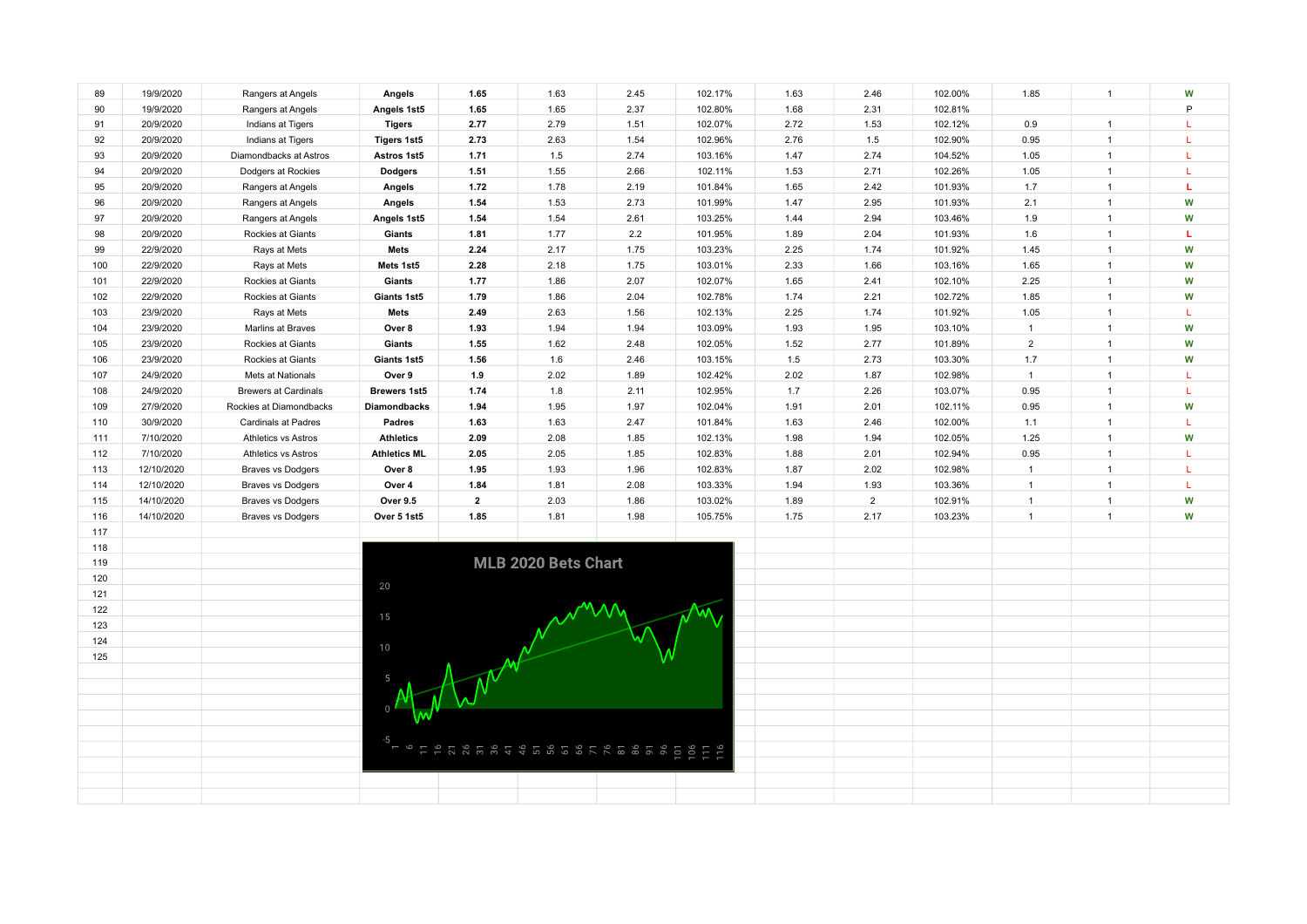| | | | | | | | | | | | | | |
|---|---|---|---|---|---|---|---|---|---|---|---|---|---|
| 89 | 19/9/2020 | Rangers at Angels | **Angels** | **1.65** | 1.63 | 2.45 | 102.17% | 1.63 | 2.46 | 102.00% | 1.85 | 1 | W |
| 90 | 19/9/2020 | Rangers at Angels | **Angels 1st5** | **1.65** | 1.65 | 2.37 | 102.80% | 1.68 | 2.31 | 102.81% | | | P |
| 91 | 20/9/2020 | Indians at Tigers | **Tigers** | **2.77** | 2.79 | 1.51 | 102.07% | 2.72 | 1.53 | 102.12% | 0.9 | 1 | L |
| 92 | 20/9/2020 | Indians at Tigers | **Tigers 1st5** | **2.73** | 2.63 | 1.54 | 102.96% | 2.76 | 1.5 | 102.90% | 0.95 | 1 | L |
| 93 | 20/9/2020 | Diamondbacks at Astros | **Astros 1st5** | **1.71** | 1.5 | 2.74 | 103.16% | 1.47 | 2.74 | 104.52% | 1.05 | 1 | L |
| 94 | 20/9/2020 | Dodgers at Rockies | **Dodgers** | **1.51** | 1.55 | 2.66 | 102.11% | 1.53 | 2.71 | 102.26% | 1.05 | 1 | L |
| 95 | 20/9/2020 | Rangers at Angels | **Angels** | **1.72** | 1.78 | 2.19 | 101.84% | 1.65 | 2.42 | 101.93% | 1.7 | 1 | L |
| 96 | 20/9/2020 | Rangers at Angels | **Angels** | **1.54** | 1.53 | 2.73 | 101.99% | 1.47 | 2.95 | 101.93% | 2.1 | 1 | W |
| 97 | 20/9/2020 | Rangers at Angels | **Angels 1st5** | **1.54** | 1.54 | 2.61 | 103.25% | 1.44 | 2.94 | 103.46% | 1.9 | 1 | W |
| 98 | 20/9/2020 | Rockies at Giants | **Giants** | **1.81** | 1.77 | 2.2 | 101.95% | 1.89 | 2.04 | 101.93% | 1.6 | 1 | L |
| 99 | 22/9/2020 | Rays at Mets | **Mets** | **2.24** | 2.17 | 1.75 | 103.23% | 2.25 | 1.74 | 101.92% | 1.45 | 1 | W |
| 100 | 22/9/2020 | Rays at Mets | **Mets 1st5** | **2.28** | 2.18 | 1.75 | 103.01% | 2.33 | 1.66 | 103.16% | 1.65 | 1 | W |
| 101 | 22/9/2020 | Rockies at Giants | **Giants** | **1.77** | 1.86 | 2.07 | 102.07% | 1.65 | 2.41 | 102.10% | 2.25 | 1 | W |
| 102 | 22/9/2020 | Rockies at Giants | **Giants 1st5** | **1.79** | 1.86 | 2.04 | 102.78% | 1.74 | 2.21 | 102.72% | 1.85 | 1 | W |
| 103 | 23/9/2020 | Rays at Mets | **Mets** | **2.49** | 2.63 | 1.56 | 102.13% | 2.25 | 1.74 | 101.92% | 1.05 | 1 | L |
| 104 | 23/9/2020 | Marlins at Braves | **Over 8** | **1.93** | 1.94 | 1.94 | 103.09% | 1.93 | 1.95 | 103.10% | 1 | 1 | W |
| 105 | 23/9/2020 | Rockies at Giants | **Giants** | **1.55** | 1.62 | 2.48 | 102.05% | 1.52 | 2.77 | 101.89% | 2 | 1 | W |
| 106 | 23/9/2020 | Rockies at Giants | **Giants 1st5** | **1.56** | 1.6 | 2.46 | 103.15% | 1.5 | 2.73 | 103.30% | 1.7 | 1 | W |
| 107 | 24/9/2020 | Mets at Nationals | **Over 9** | **1.9** | 2.02 | 1.89 | 102.42% | 2.02 | 1.87 | 102.98% | 1 | 1 | L |
| 108 | 24/9/2020 | Brewers at Cardinals | **Brewers 1st5** | **1.74** | 1.8 | 2.11 | 102.95% | 1.7 | 2.26 | 103.07% | 0.95 | 1 | L |
| 109 | 27/9/2020 | Rockies at Diamondbacks | **Diamondbacks** | **1.94** | 1.95 | 1.97 | 102.04% | 1.91 | 2.01 | 102.11% | 0.95 | 1 | W |
| 110 | 30/9/2020 | Cardinals at Padres | **Padres** | **1.63** | 1.63 | 2.47 | 101.84% | 1.63 | 2.46 | 102.00% | 1.1 | 1 | L |
| 111 | 7/10/2020 | Athletics vs Astros | **Athletics** | **2.09** | 2.08 | 1.85 | 102.13% | 1.98 | 1.94 | 102.05% | 1.25 | 1 | W |
| 112 | 7/10/2020 | Athletics vs Astros | **Athletics ML** | **2.05** | 2.05 | 1.85 | 102.83% | 1.88 | 2.01 | 102.94% | 0.95 | 1 | L |
| 113 | 12/10/2020 | Braves vs Dodgers | **Over 8** | **1.95** | 1.93 | 1.96 | 102.83% | 1.87 | 2.02 | 102.98% | 1 | 1 | L |
| 114 | 12/10/2020 | Braves vs Dodgers | **Over 4** | **1.84** | 1.81 | 2.08 | 103.33% | 1.94 | 1.93 | 103.36% | 1 | 1 | L |
| 115 | 14/10/2020 | Braves vs Dodgers | **Over 9.5** | **2** | 2.03 | 1.86 | 103.02% | 1.89 | 2 | 102.91% | 1 | 1 | W |
| 116 | 14/10/2020 | Braves vs Dodgers | **Over 5 1st5** | **1.85** | 1.81 | 1.98 | 105.75% | 1.75 | 2.17 | 103.23% | 1 | 1 | W |
| 117 | | | | | | | | | | | | | |
| 118 | | | | | | | | | | | | | |
| 119 | | | | | | | | | | | | | |
| 120 | | | | | | | | | | | | | |
| 121 | | | | | | | | | | | | | |
| 122 | | | | | | | | | | | | | |
| 123 | | | | | | | | | | | | | |
| 124 | | | | | | | | | | | | | |
| 125 | | | | | | | | | | | | | |

MLB 2020 Bets Chart

20
15
10
5
0
-5

1 6 11 16 21 26 31 36 41 46 51 56 61 66 71 76 81 86 91 96 101 106 111 116